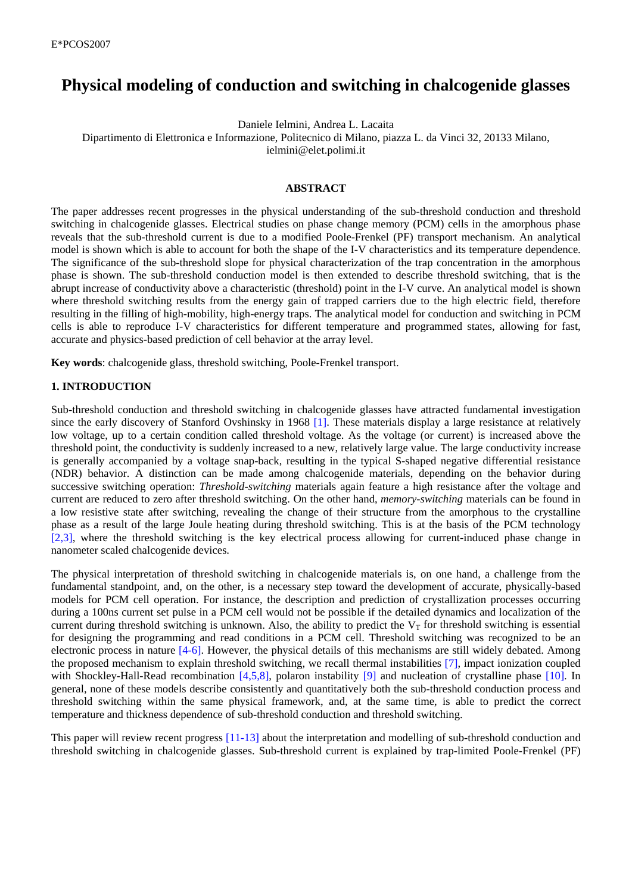# Physical modeling of conduction and switching in chalcogenide glasses

Daniele Ielmini, Andrea L. Lacaita
Dipartimento di Elettronica e Informazione, Politecnico di Milano, piazza L. da Vinci 32, 20133 Milano,
ielmini@elet.polimi.it

## ABSTRACT

The paper addresses recent progresses in the physical understanding of the sub-threshold conduction and threshold switching in chalcogenide glasses. Electrical studies on phase change memory (PCM) cells in the amorphous phase reveals that the sub-threshold current is due to a modified Poole-Frenkel (PF) transport mechanism. An analytical model is shown which is able to account for both the shape of the I-V characteristics and its temperature dependence. The significance of the sub-threshold slope for physical characterization of the trap concentration in the amorphous phase is shown. The sub-threshold conduction model is then extended to describe threshold switching, that is the abrupt increase of conductivity above a characteristic (threshold) point in the I-V curve. An analytical model is shown where threshold switching results from the energy gain of trapped carriers due to the high electric field, therefore resulting in the filling of high-mobility, high-energy traps. The analytical model for conduction and switching in PCM cells is able to reproduce I-V characteristics for different temperature and programmed states, allowing for fast, accurate and physics-based prediction of cell behavior at the array level.

**Key words**: chalcogenide glass, threshold switching, Poole-Frenkel transport.

## 1. INTRODUCTION

Sub-threshold conduction and threshold switching in chalcogenide glasses have attracted fundamental investigation since the early discovery of Stanford Ovshinsky in 1968 [1]. These materials display a large resistance at relatively low voltage, up to a certain condition called threshold voltage. As the voltage (or current) is increased above the threshold point, the conductivity is suddenly increased to a new, relatively large value. The large conductivity increase is generally accompanied by a voltage snap-back, resulting in the typical S-shaped negative differential resistance (NDR) behavior. A distinction can be made among chalcogenide materials, depending on the behavior during successive switching operation: *Threshold-switching* materials again feature a high resistance after the voltage and current are reduced to zero after threshold switching. On the other hand, *memory-switching* materials can be found in a low resistive state after switching, revealing the change of their structure from the amorphous to the crystalline phase as a result of the large Joule heating during threshold switching. This is at the basis of the PCM technology [2,3], where the threshold switching is the key electrical process allowing for current-induced phase change in nanometer scaled chalcogenide devices.

The physical interpretation of threshold switching in chalcogenide materials is, on one hand, a challenge from the fundamental standpoint, and, on the other, is a necessary step toward the development of accurate, physically-based models for PCM cell operation. For instance, the description and prediction of crystallization processes occurring during a 100ns current set pulse in a PCM cell would not be possible if the detailed dynamics and localization of the current during threshold switching is unknown. Also, the ability to predict the $V_T$ for threshold switching is essential for designing the programming and read conditions in a PCM cell. Threshold switching was recognized to be an electronic process in nature [4-6]. However, the physical details of this mechanisms are still widely debated. Among the proposed mechanism to explain threshold switching, we recall thermal instabilities [7], impact ionization coupled with Shockley-Hall-Read recombination [4,5,8], polaron instability [9] and nucleation of crystalline phase [10]. In general, none of these models describe consistently and quantitatively both the sub-threshold conduction process and threshold switching within the same physical framework, and, at the same time, is able to predict the correct temperature and thickness dependence of sub-threshold conduction and threshold switching.

This paper will review recent progress [11-13] about the interpretation and modelling of sub-threshold conduction and threshold switching in chalcogenide glasses. Sub-threshold current is explained by trap-limited Poole-Frenkel (PF)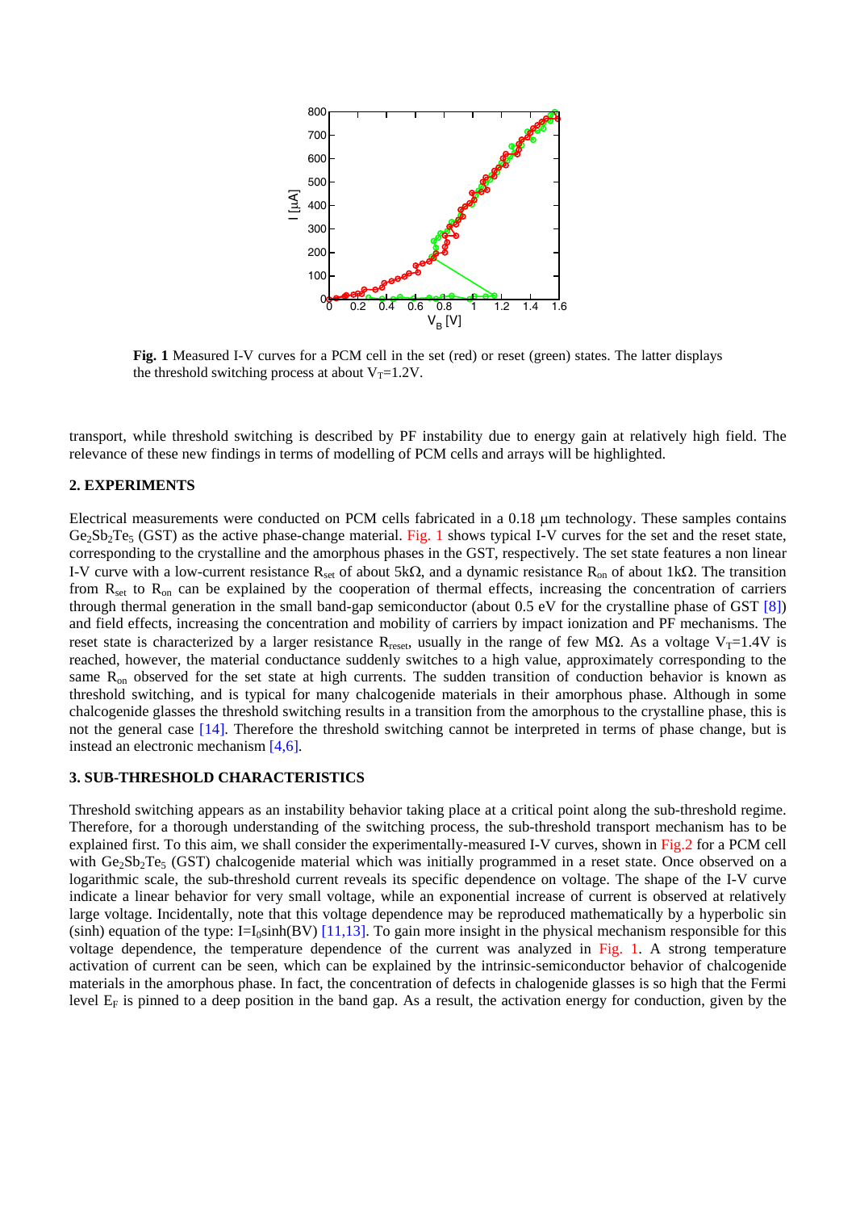**Fig. 1** Measured I-V curves for a PCM cell in the set (red) or reset (green) states. The latter displays the threshold switching process at about $V_T$=1.2V.

transport, while threshold switching is described by PF instability due to energy gain at relatively high field. The relevance of these new findings in terms of modelling of PCM cells and arrays will be highlighted.

## 2. EXPERIMENTS

Electrical measurements were conducted on PCM cells fabricated in a 0.18 µm technology. These samples contains $Ge_2Sb_2Te_5$ (GST) as the active phase-change material. Fig. 1 shows typical I-V curves for the set and the reset state, corresponding to the crystalline and the amorphous phases in the GST, respectively. The set state features a non linear I-V curve with a low-current resistance $R_{set}$ of about 5kΩ, and a dynamic resistance $R_{on}$ of about 1kΩ. The transition from $R_{set}$ to $R_{on}$ can be explained by the cooperation of thermal effects, increasing the concentration of carriers through thermal generation in the small band-gap semiconductor (about 0.5 eV for the crystalline phase of GST [8]) and field effects, increasing the concentration and mobility of carriers by impact ionization and PF mechanisms. The reset state is characterized by a larger resistance $R_{reset}$, usually in the range of few MΩ. As a voltage $V_T$=1.4V is reached, however, the material conductance suddenly switches to a high value, approximately corresponding to the same $R_{on}$ observed for the set state at high currents. The sudden transition of conduction behavior is known as threshold switching, and is typical for many chalcogenide materials in their amorphous phase. Although in some chalcogenide glasses the threshold switching results in a transition from the amorphous to the crystalline phase, this is not the general case [14]. Therefore the threshold switching cannot be interpreted in terms of phase change, but is instead an electronic mechanism [4,6].

## 3. SUB-THRESHOLD CHARACTERISTICS

Threshold switching appears as an instability behavior taking place at a critical point along the sub-threshold regime. Therefore, for a thorough understanding of the switching process, the sub-threshold transport mechanism has to be explained first. To this aim, we shall consider the experimentally-measured I-V curves, shown in Fig.2 for a PCM cell with $Ge_2Sb_2Te_5$ (GST) chalcogenide material which was initially programmed in a reset state. Once observed on a logarithmic scale, the sub-threshold current reveals its specific dependence on voltage. The shape of the I-V curve indicate a linear behavior for very small voltage, while an exponential increase of current is observed at relatively large voltage. Incidentally, note that this voltage dependence may be reproduced mathematically by a hyperbolic sin (sinh) equation of the type: $I=I_0\sinh(BV)$ [11,13]. To gain more insight in the physical mechanism responsible for this voltage dependence, the temperature dependence of the current was analyzed in Fig. 1. A strong temperature activation of current can be seen, which can be explained by the intrinsic-semiconductor behavior of chalcogenide materials in the amorphous phase. In fact, the concentration of defects in chalogenide glasses is so high that the Fermi level $E_F$ is pinned to a deep position in the band gap. As a result, the activation energy for conduction, given by the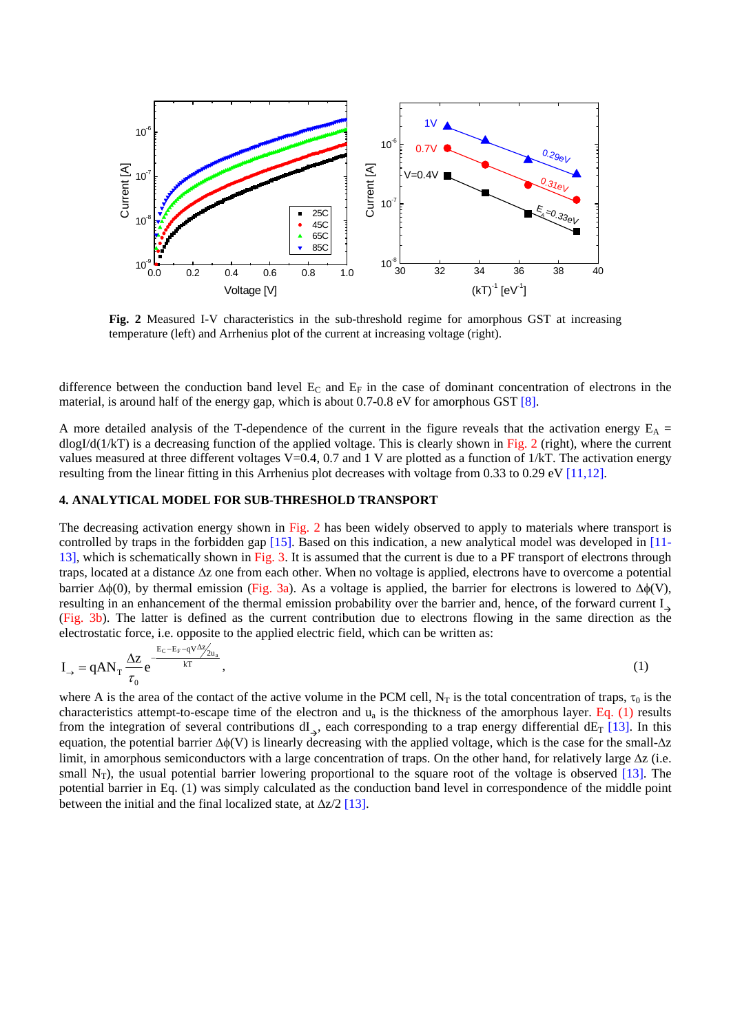**Fig. 2** Measured I-V characteristics in the sub-threshold regime for amorphous GST at increasing temperature (left) and Arrhenius plot of the current at increasing voltage (right).

difference between the conduction band level $E_C$ and $E_F$ in the case of dominant concentration of electrons in the material, is around half of the energy gap, which is about 0.7-0.8 eV for amorphous GST [8].

A more detailed analysis of the T-dependence of the current in the figure reveals that the activation energy $E_A$ = dlogI/d(1/kT) is a decreasing function of the applied voltage. This is clearly shown in Fig. 2 (right), where the current values measured at three different voltages V=0.4, 0.7 and 1 V are plotted as a function of 1/kT. The activation energy resulting from the linear fitting in this Arrhenius plot decreases with voltage from 0.33 to 0.29 eV [11,12].

### 4. ANALYTICAL MODEL FOR SUB-THRESHOLD TRANSPORT

The decreasing activation energy shown in Fig. 2 has been widely observed to apply to materials where transport is controlled by traps in the forbidden gap [15]. Based on this indication, a new analytical model was developed in [11-13], which is schematically shown in Fig. 3. It is assumed that the current is due to a PF transport of electrons through traps, located at a distance Δz one from each other. When no voltage is applied, electrons have to overcome a potential barrier Δϕ(0), by thermal emission (Fig. 3a). As a voltage is applied, the barrier for electrons is lowered to Δϕ(V), resulting in an enhancement of the thermal emission probability over the barrier and, hence, of the forward current $I_{\rightarrow}$ (Fig. 3b). The latter is defined as the current contribution due to electrons flowing in the same direction as the electrostatic force, i.e. opposite to the applied electric field, which can be written as:

$$I_{\rightarrow} = qAN_T \frac{\Delta z}{\tau_0} e^{-\frac{E_C - E_F - qV\frac{\Delta z}{2u_a}}{kT}}, \tag{1}$$

where A is the area of the contact of the active volume in the PCM cell, $N_T$ is the total concentration of traps, $\tau_0$ is the characteristics attempt-to-escape time of the electron and $u_a$ is the thickness of the amorphous layer. Eq. (1) results from the integration of several contributions $dI_{\rightarrow}$, each corresponding to a trap energy differential $dE_T$ [13]. In this equation, the potential barrier Δϕ(V) is linearly decreasing with the applied voltage, which is the case for the small-Δz limit, in amorphous semiconductors with a large concentration of traps. On the other hand, for relatively large Δz (i.e. small $N_T$), the usual potential barrier lowering proportional to the square root of the voltage is observed [13]. The potential barrier in Eq. (1) was simply calculated as the conduction band level in correspondence of the middle point between the initial and the final localized state, at Δz/2 [13].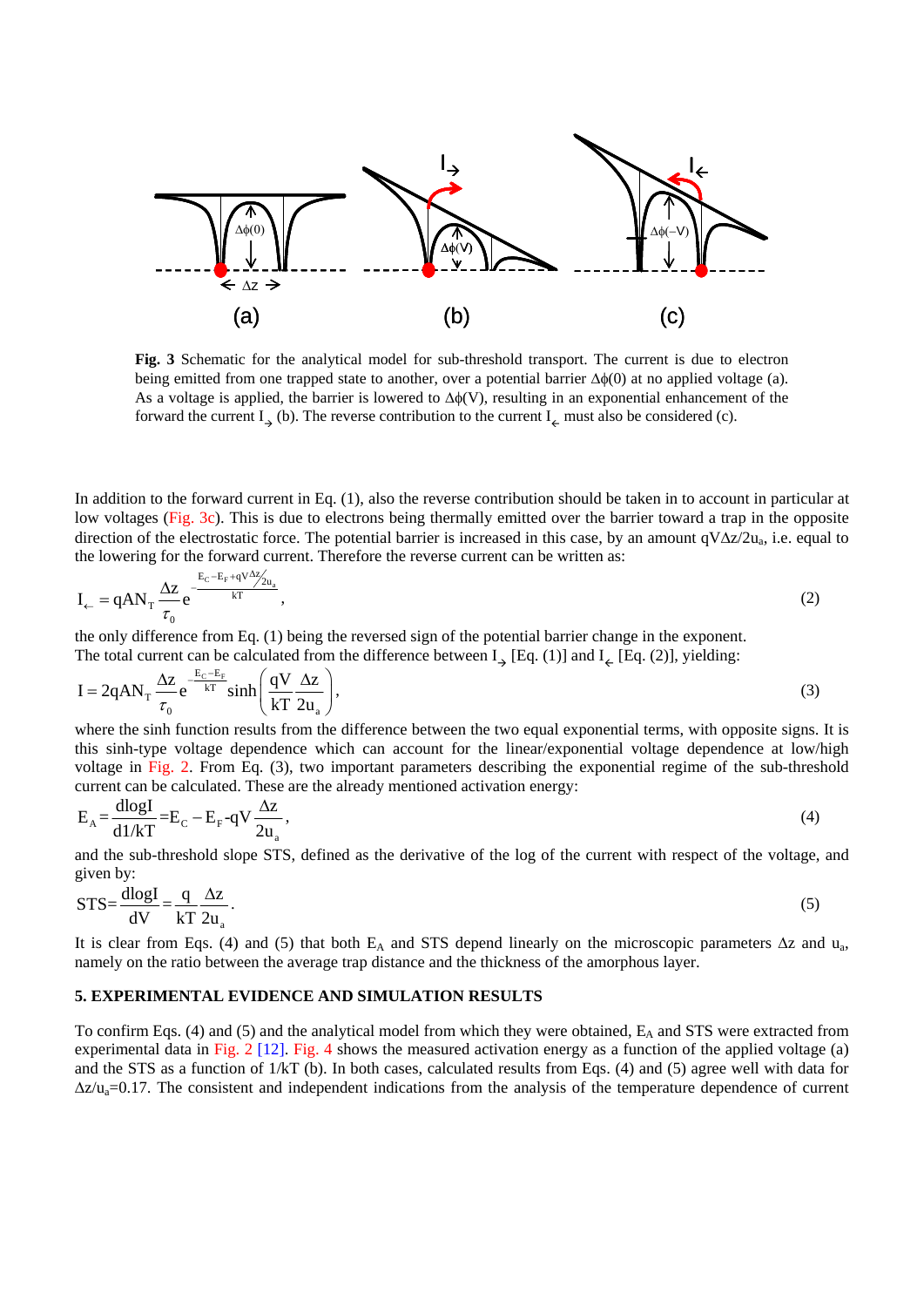**Fig. 3** Schematic for the analytical model for sub-threshold transport. The current is due to electron being emitted from one trapped state to another, over a potential barrier $\Delta\phi(0)$ at no applied voltage (a). As a voltage is applied, the barrier is lowered to $\Delta\phi(V)$, resulting in an exponential enhancement of the forward the current $I_{\rightarrow}$ (b). The reverse contribution to the current $I_{\leftarrow}$ must also be considered (c).

In addition to the forward current in Eq. (1), also the reverse contribution should be taken in to account in particular at low voltages (Fig. 3c). This is due to electrons being thermally emitted over the barrier toward a trap in the opposite direction of the electrostatic force. The potential barrier is increased in this case, by an amount $qV\Delta z/2u_a$, i.e. equal to the lowering for the forward current. Therefore the reverse current can be written as:

$$I_{\leftarrow} = qAN_T \frac{\Delta z}{\tau_0} e^{-\frac{E_C - E_F + qV \Delta z / 2u_a}{kT}}, \tag{2}$$

the only difference from Eq. (1) being the reversed sign of the potential barrier change in the exponent.
The total current can be calculated from the difference between $I_{\rightarrow}$ [Eq. (1)] and $I_{\leftarrow}$ [Eq. (2)], yielding:

$$I = 2qAN_T \frac{\Delta z}{\tau_0} e^{-\frac{E_C - E_F}{kT}} \sinh\left(\frac{qV}{kT}\frac{\Delta z}{2u_a}\right), \tag{3}$$

where the sinh function results from the difference between the two equal exponential terms, with opposite signs. It is this sinh-type voltage dependence which can account for the linear/exponential voltage dependence at low/high voltage in Fig. 2. From Eq. (3), two important parameters describing the exponential regime of the sub-threshold current can be calculated. These are the already mentioned activation energy:

$$E_A = \frac{d\log I}{d1/kT} = E_C - E_F - qV\frac{\Delta z}{2u_a}, \tag{4}$$

and the sub-threshold slope STS, defined as the derivative of the log of the current with respect of the voltage, and given by:

$$STS = \frac{d\log I}{dV} = \frac{q}{kT}\frac{\Delta z}{2u_a}. \tag{5}$$

It is clear from Eqs. (4) and (5) that both $E_A$ and STS depend linearly on the microscopic parameters $\Delta z$ and $u_a$, namely on the ratio between the average trap distance and the thickness of the amorphous layer.

### 5. EXPERIMENTAL EVIDENCE AND SIMULATION RESULTS

To confirm Eqs. (4) and (5) and the analytical model from which they were obtained, $E_A$ and STS were extracted from experimental data in Fig. 2 [12]. Fig. 4 shows the measured activation energy as a function of the applied voltage (a) and the STS as a function of 1/kT (b). In both cases, calculated results from Eqs. (4) and (5) agree well with data for $\Delta z/u_a$=0.17. The consistent and independent indications from the analysis of the temperature dependence of current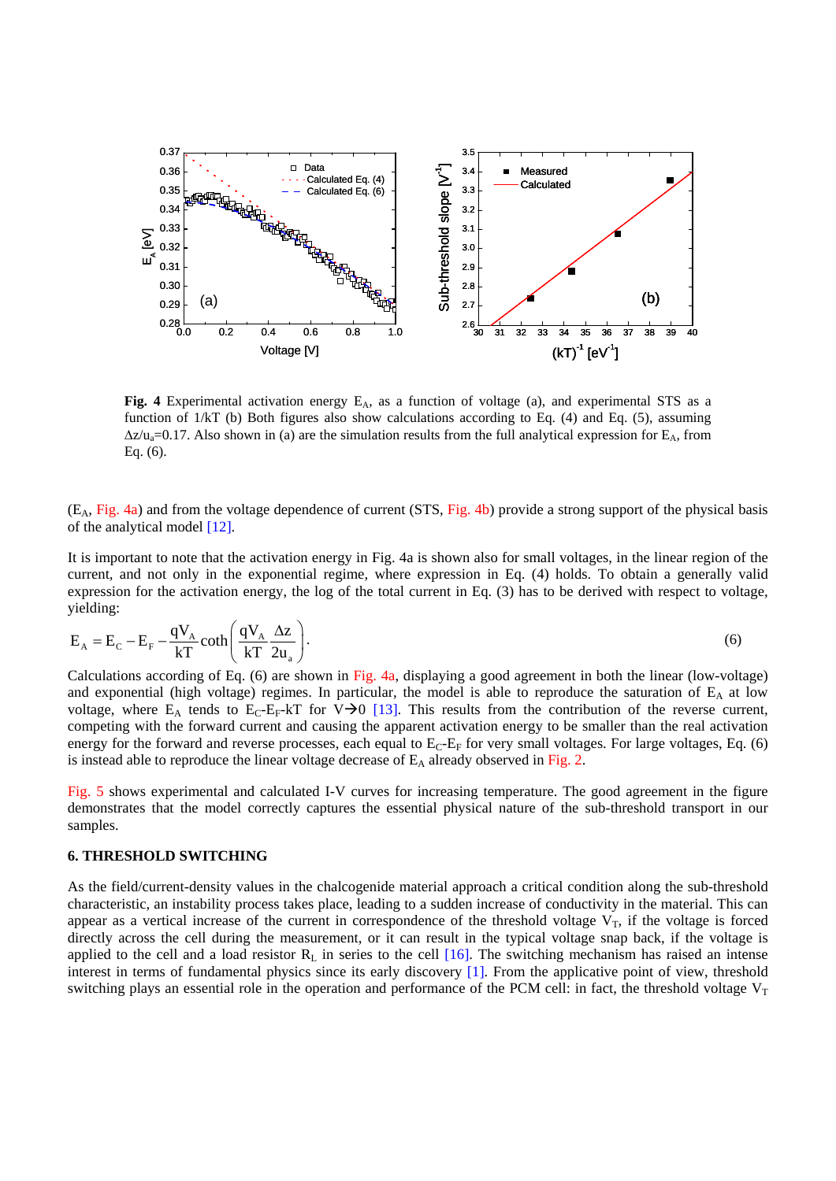**Fig. 4** Experimental activation energy $E_A$, as a function of voltage (a), and experimental STS as a function of 1/kT (b) Both figures also show calculations according to Eq. (4) and Eq. (5), assuming $\Delta z/u_a$=0.17. Also shown in (a) are the simulation results from the full analytical expression for $E_A$, from Eq. (6).

($E_A$, Fig. 4a) and from the voltage dependence of current (STS, Fig. 4b) provide a strong support of the physical basis of the analytical model [12].

It is important to note that the activation energy in Fig. 4a is shown also for small voltages, in the linear region of the current, and not only in the exponential regime, where expression in Eq. (4) holds. To obtain a generally valid expression for the activation energy, the log of the total current in Eq. (3) has to be derived with respect to voltage, yielding:

$$E_A = E_C - E_F - \frac{qV_A}{kT}\coth\left(\frac{qV_A}{kT}\frac{\Delta z}{2u_a}\right). \tag{6}$$

Calculations according of Eq. (6) are shown in Fig. 4a, displaying a good agreement in both the linear (low-voltage) and exponential (high voltage) regimes. In particular, the model is able to reproduce the saturation of $E_A$ at low voltage, where $E_A$ tends to $E_C$-$E_F$-kT for V→0 [13]. This results from the contribution of the reverse current, competing with the forward current and causing the apparent activation energy to be smaller than the real activation energy for the forward and reverse processes, each equal to $E_C$-$E_F$ for very small voltages. For large voltages, Eq. (6) is instead able to reproduce the linear voltage decrease of $E_A$ already observed in Fig. 2.

Fig. 5 shows experimental and calculated I-V curves for increasing temperature. The good agreement in the figure demonstrates that the model correctly captures the essential physical nature of the sub-threshold transport in our samples.

## 6. THRESHOLD SWITCHING

As the field/current-density values in the chalcogenide material approach a critical condition along the sub-threshold characteristic, an instability process takes place, leading to a sudden increase of conductivity in the material. This can appear as a vertical increase of the current in correspondence of the threshold voltage $V_T$, if the voltage is forced directly across the cell during the measurement, or it can result in the typical voltage snap back, if the voltage is applied to the cell and a load resistor $R_L$ in series to the cell [16]. The switching mechanism has raised an intense interest in terms of fundamental physics since its early discovery [1]. From the applicative point of view, threshold switching plays an essential role in the operation and performance of the PCM cell: in fact, the threshold voltage $V_T$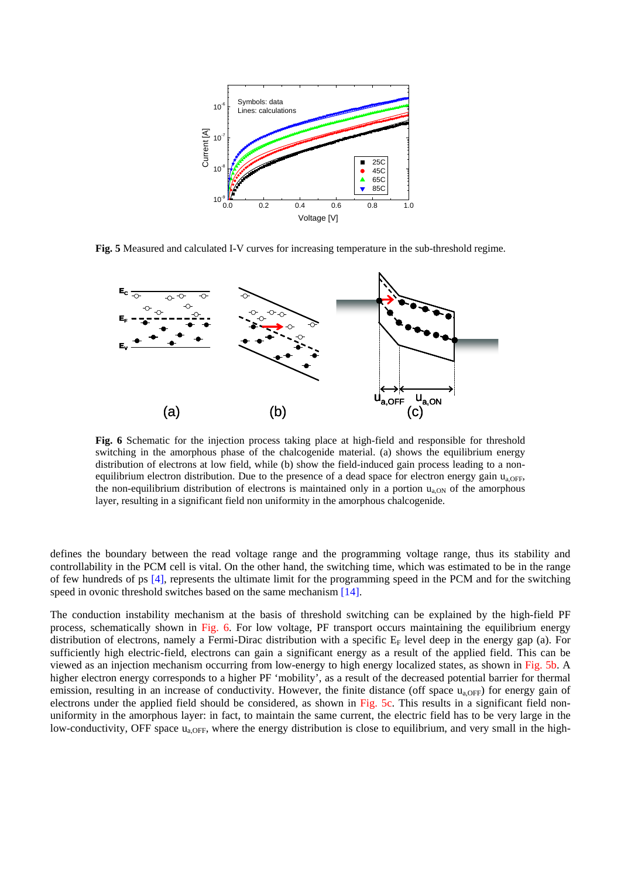**Fig. 5** Measured and calculated I-V curves for increasing temperature in the sub-threshold regime.

**Fig. 6** Schematic for the injection process taking place at high-field and responsible for threshold switching in the amorphous phase of the chalcogenide material. (a) shows the equilibrium energy distribution of electrons at low field, while (b) show the field-induced gain process leading to a non-equilibrium electron distribution. Due to the presence of a dead space for electron energy gain $u_{a,OFF}$, the non-equilibrium distribution of electrons is maintained only in a portion $u_{a,ON}$ of the amorphous layer, resulting in a significant field non uniformity in the amorphous chalcogenide.

defines the boundary between the read voltage range and the programming voltage range, thus its stability and controllability in the PCM cell is vital. On the other hand, the switching time, which was estimated to be in the range of few hundreds of ps [4], represents the ultimate limit for the programming speed in the PCM and for the switching speed in ovonic threshold switches based on the same mechanism [14].

The conduction instability mechanism at the basis of threshold switching can be explained by the high-field PF process, schematically shown in Fig. 6. For low voltage, PF transport occurs maintaining the equilibrium energy distribution of electrons, namely a Fermi-Dirac distribution with a specific $E_F$ level deep in the energy gap (a). For sufficiently high electric-field, electrons can gain a significant energy as a result of the applied field. This can be viewed as an injection mechanism occurring from low-energy to high energy localized states, as shown in Fig. 5b. A higher electron energy corresponds to a higher PF 'mobility', as a result of the decreased potential barrier for thermal emission, resulting in an increase of conductivity. However, the finite distance (off space $u_{a,OFF}$) for energy gain of electrons under the applied field should be considered, as shown in Fig. 5c. This results in a significant field non-uniformity in the amorphous layer: in fact, to maintain the same current, the electric field has to be very large in the low-conductivity, OFF space $u_{a,OFF}$, where the energy distribution is close to equilibrium, and very small in the high-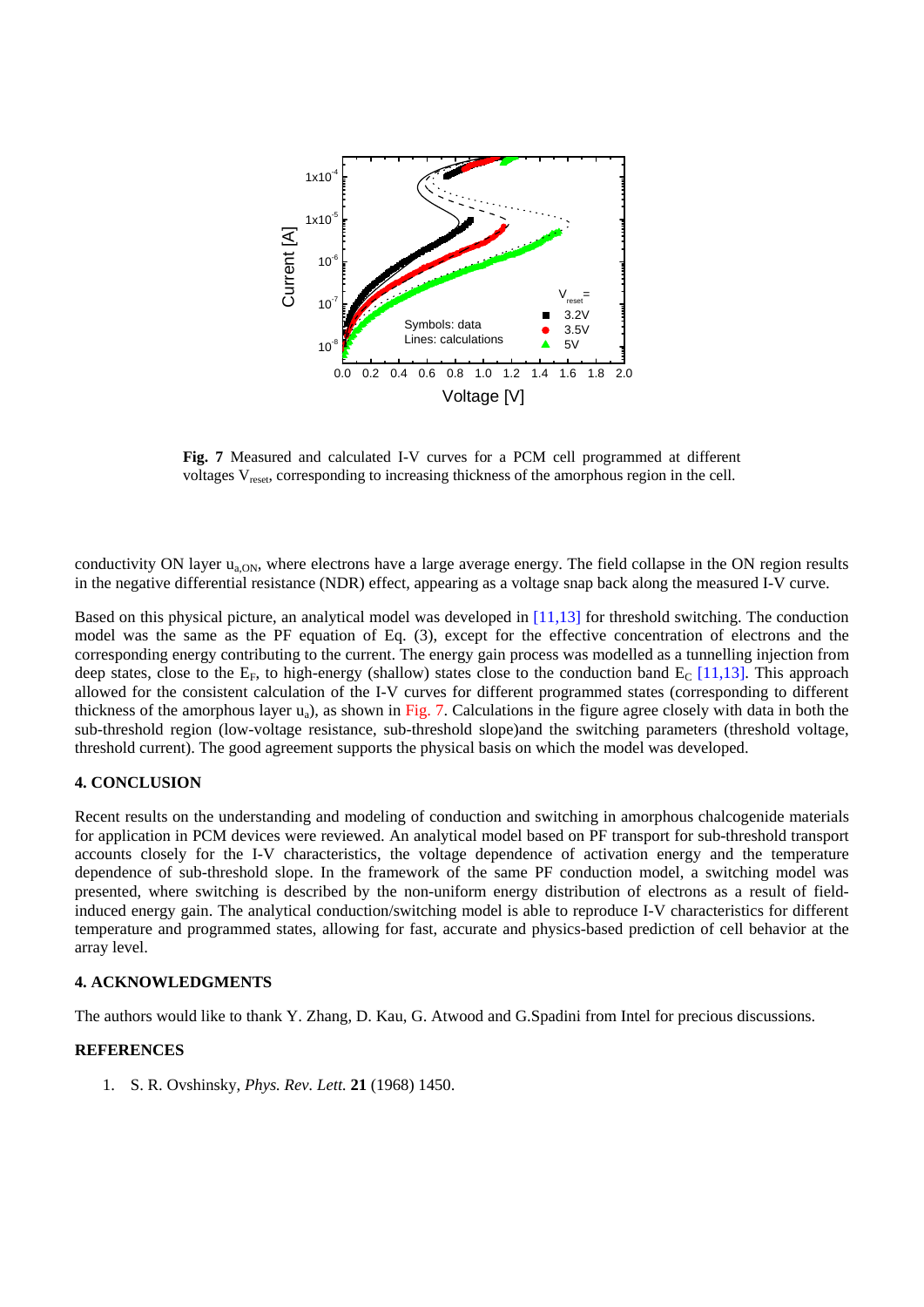**Fig. 7** Measured and calculated I-V curves for a PCM cell programmed at different voltages $V_{reset}$, corresponding to increasing thickness of the amorphous region in the cell.

conductivity ON layer $u_{a,ON}$, where electrons have a large average energy. The field collapse in the ON region results in the negative differential resistance (NDR) effect, appearing as a voltage snap back along the measured I-V curve.

Based on this physical picture, an analytical model was developed in [11,13] for threshold switching. The conduction model was the same as the PF equation of Eq. (3), except for the effective concentration of electrons and the corresponding energy contributing to the current. The energy gain process was modelled as a tunnelling injection from deep states, close to the $E_F$, to high-energy (shallow) states close to the conduction band $E_C$ [11,13]. This approach allowed for the consistent calculation of the I-V curves for different programmed states (corresponding to different thickness of the amorphous layer $u_a$), as shown in Fig. 7. Calculations in the figure agree closely with data in both the sub-threshold region (low-voltage resistance, sub-threshold slope)and the switching parameters (threshold voltage, threshold current). The good agreement supports the physical basis on which the model was developed.

## 4. CONCLUSION

Recent results on the understanding and modeling of conduction and switching in amorphous chalcogenide materials for application in PCM devices were reviewed. An analytical model based on PF transport for sub-threshold transport accounts closely for the I-V characteristics, the voltage dependence of activation energy and the temperature dependence of sub-threshold slope. In the framework of the same PF conduction model, a switching model was presented, where switching is described by the non-uniform energy distribution of electrons as a result of field-induced energy gain. The analytical conduction/switching model is able to reproduce I-V characteristics for different temperature and programmed states, allowing for fast, accurate and physics-based prediction of cell behavior at the array level.

## 4. ACKNOWLEDGMENTS

The authors would like to thank Y. Zhang, D. Kau, G. Atwood and G.Spadini from Intel for precious discussions.

## REFERENCES

1. S. R. Ovshinsky, *Phys. Rev. Lett.* **21** (1968) 1450.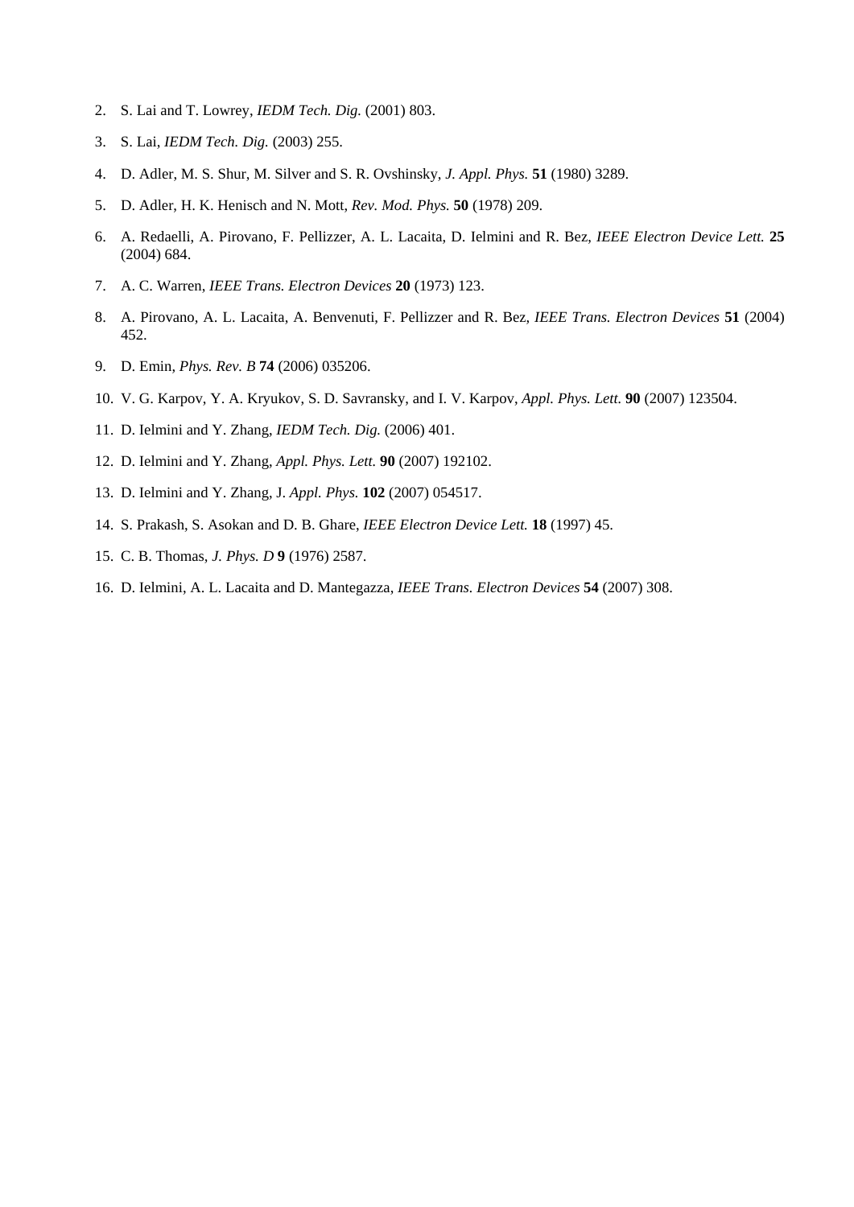2. S. Lai and T. Lowrey, *IEDM Tech. Dig.* (2001) 803.
3. S. Lai, *IEDM Tech. Dig.* (2003) 255.
4. D. Adler, M. S. Shur, M. Silver and S. R. Ovshinsky, *J. Appl. Phys.* **51** (1980) 3289.
5. D. Adler, H. K. Henisch and N. Mott, *Rev. Mod. Phys.* **50** (1978) 209.
6. A. Redaelli, A. Pirovano, F. Pellizzer, A. L. Lacaita, D. Ielmini and R. Bez, *IEEE Electron Device Lett.* **25** (2004) 684.
7. A. C. Warren, *IEEE Trans. Electron Devices* **20** (1973) 123.
8. A. Pirovano, A. L. Lacaita, A. Benvenuti, F. Pellizzer and R. Bez, *IEEE Trans. Electron Devices* **51** (2004) 452.
9. D. Emin, *Phys. Rev. B* **74** (2006) 035206.
10. V. G. Karpov, Y. A. Kryukov, S. D. Savransky, and I. V. Karpov, *Appl. Phys. Lett.* **90** (2007) 123504.
11. D. Ielmini and Y. Zhang, *IEDM Tech. Dig.* (2006) 401.
12. D. Ielmini and Y. Zhang, *Appl. Phys. Lett.* **90** (2007) 192102.
13. D. Ielmini and Y. Zhang, J. *Appl. Phys.* **102** (2007) 054517.
14. S. Prakash, S. Asokan and D. B. Ghare, *IEEE Electron Device Lett.* **18** (1997) 45.
15. C. B. Thomas, *J. Phys. D* **9** (1976) 2587.
16. D. Ielmini, A. L. Lacaita and D. Mantegazza, *IEEE Trans. Electron Devices* **54** (2007) 308.